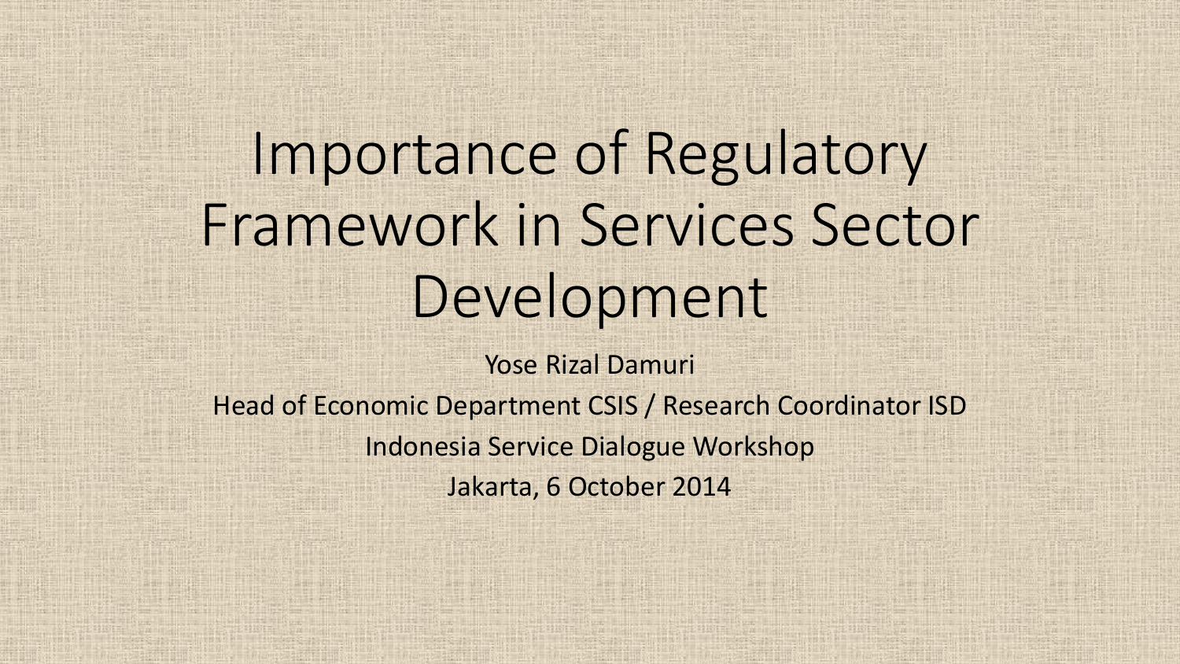# Importance of Regulatory Framework in Services Sector Development

Yose Rizal Damuri

Head of Economic Department CSIS / Research Coordinator ISD

Indonesia Service Dialogue Workshop

Jakarta, 6 October 2014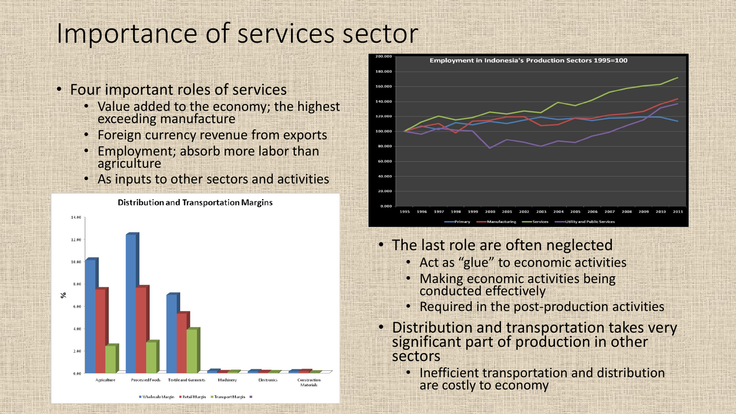# Importance of services sector

- Four important roles of services
  - Value added to the economy; the highest exceeding manufacture
  - Foreign currency revenue from exports
  - Employment; absorb more labor than agriculture
  - As inputs to other sectors and activities

- The last role are often neglected
  - Act as "glue" to economic activities
  - Making economic activities being conducted effectively
  - Required in the post-production activities
- Distribution and transportation takes very significant part of production in other sectors
  - Inefficient transportation and distribution are costly to economy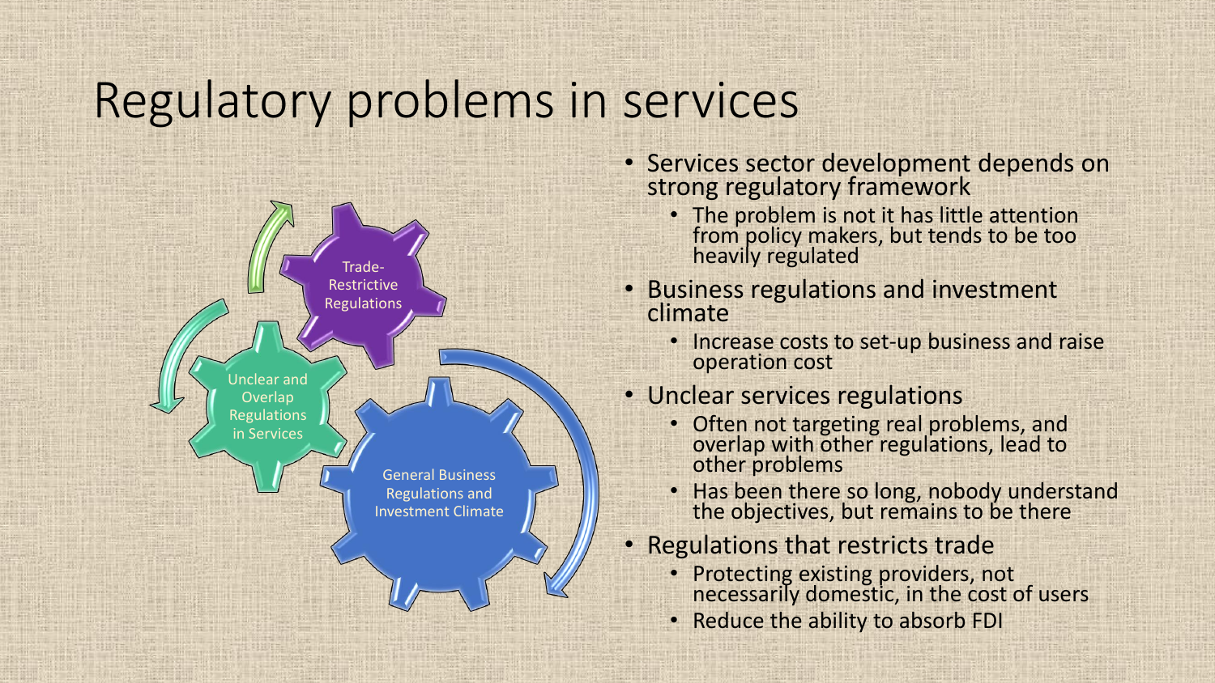# Regulatory problems in services

Trade-Restrictive Regulations

Unclear and Overlap Regulations in Services

General Business Regulations and Investment Climate

- Services sector development depends on strong regulatory framework
  - The problem is not it has little attention from policy makers, but tends to be too heavily regulated
- Business regulations and investment climate
  - Increase costs to set-up business and raise operation cost
- Unclear services regulations
  - Often not targeting real problems, and overlap with other regulations, lead to other problems
  - Has been there so long, nobody understand the objectives, but remains to be there
- Regulations that restricts trade
  - Protecting existing providers, not necessarily domestic, in the cost of users
  - Reduce the ability to absorb FDI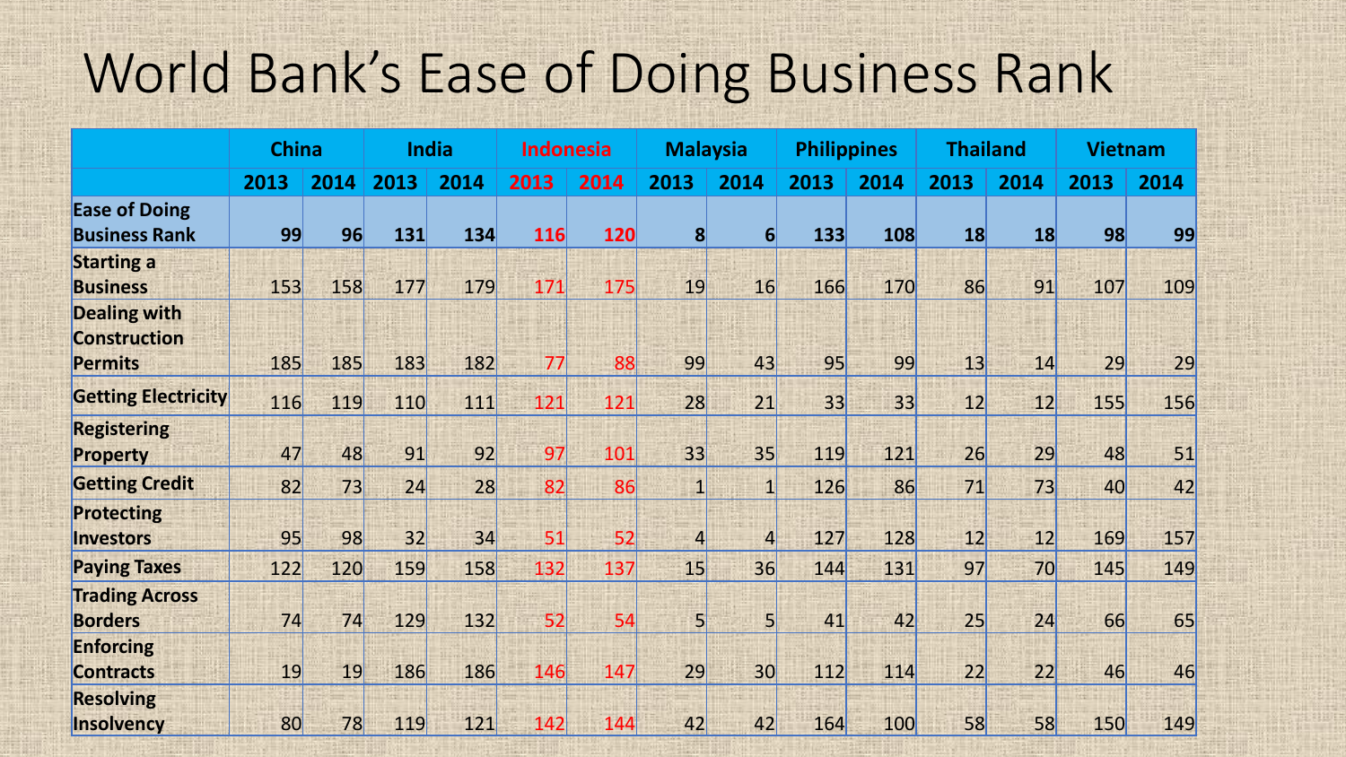# World Bank's Ease of Doing Business Rank

| | China | | India | | Indonesia | | Malaysia | | Philippines | | Thailand | | Vietnam | |
|---|---|---|---|---|---|---|---|---|---|---|---|---|---|---|
| | 2013 | 2014 | 2013 | 2014 | 2013 | 2014 | 2013 | 2014 | 2013 | 2014 | 2013 | 2014 | 2013 | 2014 |
| **Ease of Doing Business Rank** | **99** | **96** | **131** | **134** | **116** | **120** | **8** | **6** | **133** | **108** | **18** | **18** | **98** | **99** |
| **Starting a Business** | 153 | 158 | 177 | 179 | 171 | 175 | 19 | 16 | 166 | 170 | 86 | 91 | 107 | 109 |
| **Dealing with Construction Permits** | 185 | 185 | 183 | 182 | 77 | 88 | 99 | 43 | 95 | 99 | 13 | 14 | 29 | 29 |
| **Getting Electricity** | 116 | 119 | 110 | 111 | 121 | 121 | 28 | 21 | 33 | 33 | 12 | 12 | 155 | 156 |
| **Registering Property** | 47 | 48 | 91 | 92 | 97 | 101 | 33 | 35 | 119 | 121 | 26 | 29 | 48 | 51 |
| **Getting Credit** | 82 | 73 | 24 | 28 | 82 | 86 | 1 | 1 | 126 | 86 | 71 | 73 | 40 | 42 |
| **Protecting Investors** | 95 | 98 | 32 | 34 | 51 | 52 | 4 | 4 | 127 | 128 | 12 | 12 | 169 | 157 |
| **Paying Taxes** | 122 | 120 | 159 | 158 | 132 | 137 | 15 | 36 | 144 | 131 | 97 | 70 | 145 | 149 |
| **Trading Across Borders** | 74 | 74 | 129 | 132 | 52 | 54 | 5 | 5 | 41 | 42 | 25 | 24 | 66 | 65 |
| **Enforcing Contracts** | 19 | 19 | 186 | 186 | 146 | 147 | 29 | 30 | 112 | 114 | 22 | 22 | 46 | 46 |
| **Resolving Insolvency** | 80 | 78 | 119 | 121 | 142 | 144 | 42 | 42 | 164 | 100 | 58 | 58 | 150 | 149 |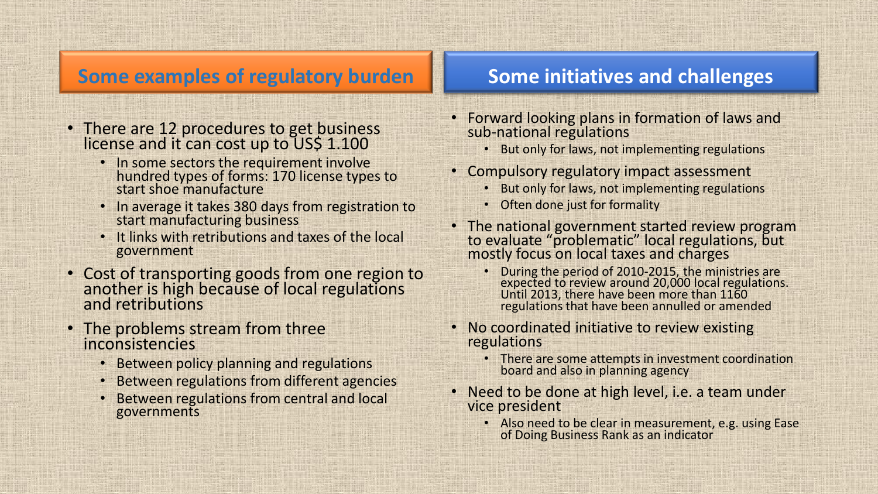## Some examples of regulatory burden

- There are 12 procedures to get business license and it can cost up to US$ 1.100
  - In some sectors the requirement involve hundred types of forms: 170 license types to start shoe manufacture
  - In average it takes 380 days from registration to start manufacturing business
  - It links with retributions and taxes of the local government
- Cost of transporting goods from one region to another is high because of local regulations and retributions
- The problems stream from three inconsistencies
  - Between policy planning and regulations
  - Between regulations from different agencies
  - Between regulations from central and local governments

## Some initiatives and challenges

- Forward looking plans in formation of laws and sub-national regulations
  - But only for laws, not implementing regulations
- Compulsory regulatory impact assessment
  - But only for laws, not implementing regulations
  - Often done just for formality
- The national government started review program to evaluate "problematic" local regulations, but mostly focus on local taxes and charges
  - During the period of 2010-2015, the ministries are expected to review around 20,000 local regulations. Until 2013, there have been more than 1160 regulations that have been annulled or amended
- No coordinated initiative to review existing regulations
  - There are some attempts in investment coordination board and also in planning agency
- Need to be done at high level, i.e. a team under vice president
  - Also need to be clear in measurement, e.g. using Ease of Doing Business Rank as an indicator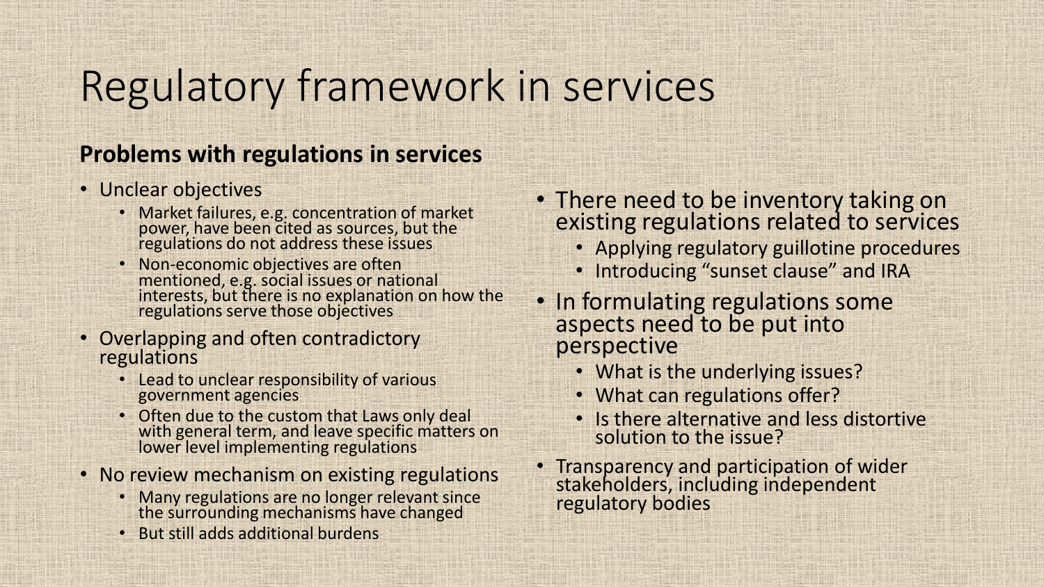# Regulatory framework in services

**Problems with regulations in services**

- Unclear objectives
  - Market failures, e.g. concentration of market power, have been cited as sources, but the regulations do not address these issues
  - Non-economic objectives are often mentioned, e.g. social issues or national interests, but there is no explanation on how the regulations serve those objectives
- Overlapping and often contradictory regulations
  - Lead to unclear responsibility of various government agencies
  - Often due to the custom that Laws only deal with general term, and leave specific matters on lower level implementing regulations
- No review mechanism on existing regulations
  - Many regulations are no longer relevant since the surrounding mechanisms have changed
  - But still adds additional burdens

- There need to be inventory taking on existing regulations related to services
  - Applying regulatory guillotine procedures
  - Introducing "sunset clause" and IRA
- In formulating regulations some aspects need to be put into perspective
  - What is the underlying issues?
  - What can regulations offer?
  - Is there alternative and less distortive solution to the issue?
- Transparency and participation of wider stakeholders, including independent regulatory bodies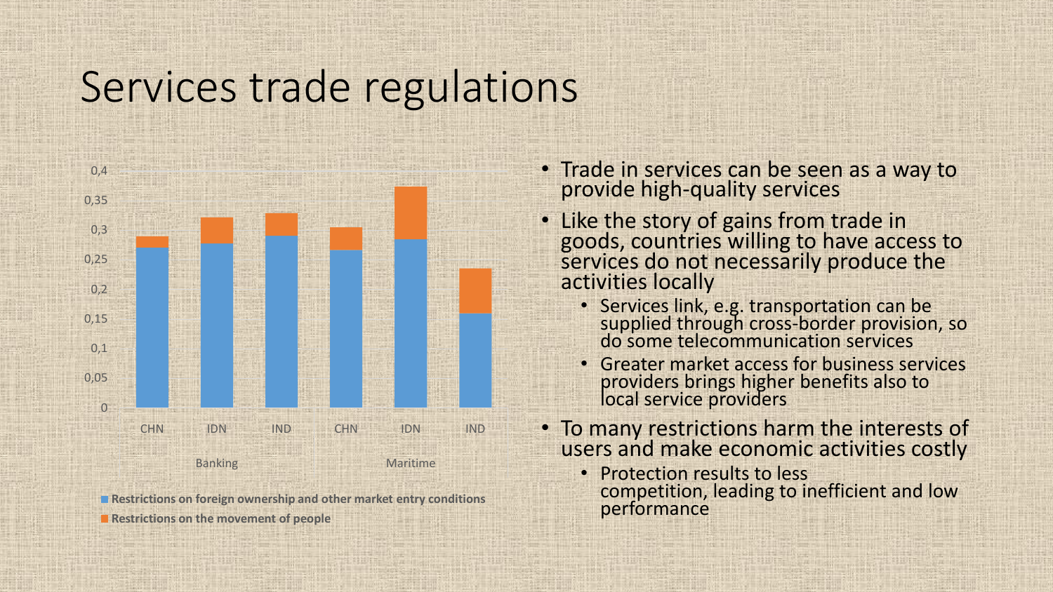# Services trade regulations

- Trade in services can be seen as a way to provide high-quality services
- Like the story of gains from trade in goods, countries willing to have access to services do not necessarily produce the activities locally
  - Services link, e.g. transportation can be supplied through cross-border provision, so do some telecommunication services
  - Greater market access for business services providers brings higher benefits also to local service providers
- To many restrictions harm the interests of users and make economic activities costly
  - Protection results to less competition, leading to inefficient and low performance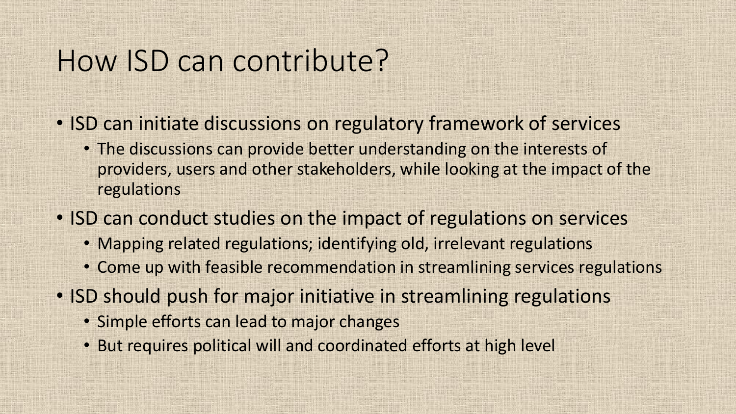# How ISD can contribute?

- ISD can initiate discussions on regulatory framework of services
  - The discussions can provide better understanding on the interests of providers, users and other stakeholders, while looking at the impact of the regulations
- ISD can conduct studies on the impact of regulations on services
  - Mapping related regulations; identifying old, irrelevant regulations
  - Come up with feasible recommendation in streamlining services regulations
- ISD should push for major initiative in streamlining regulations
  - Simple efforts can lead to major changes
  - But requires political will and coordinated efforts at high level